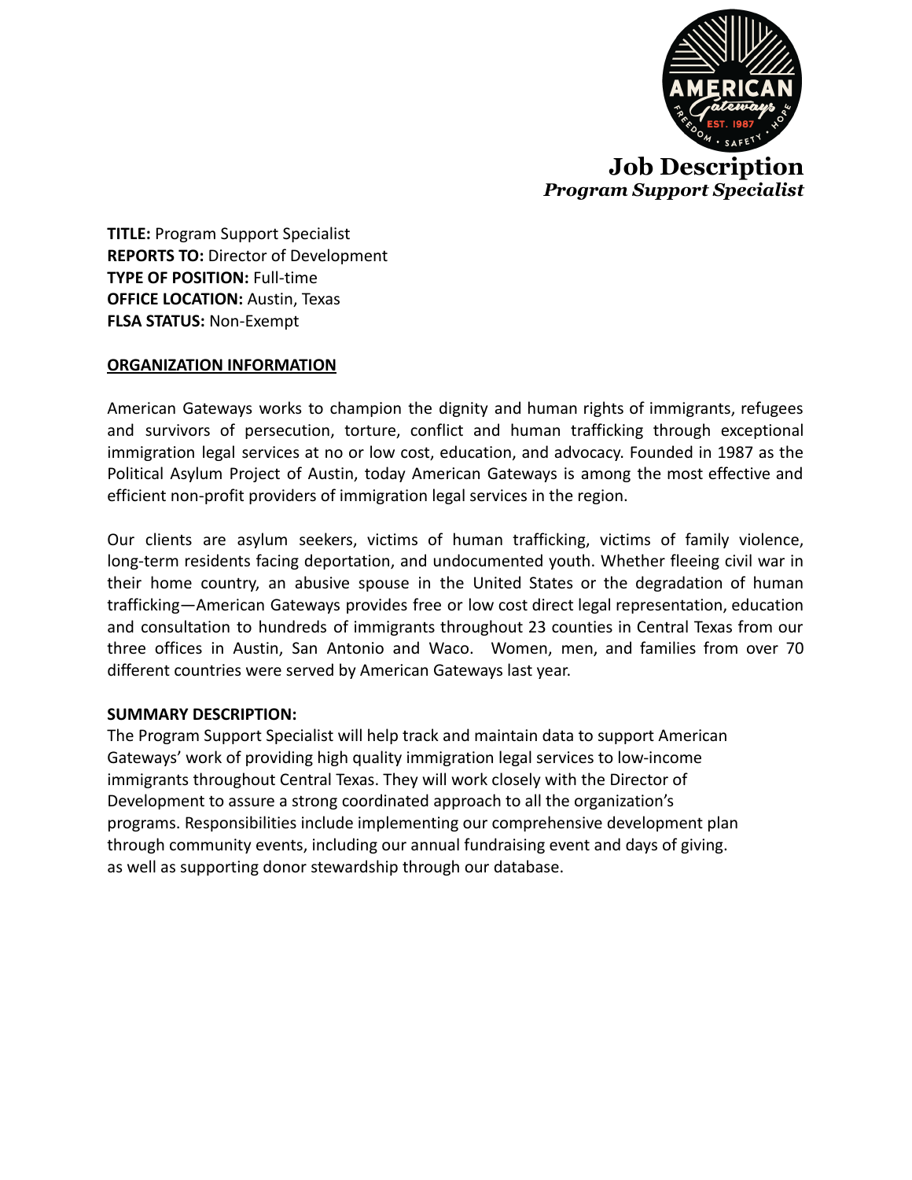# Job Description

***Program Support Specialist***

**TITLE:** Program Support Specialist
**REPORTS TO:** Director of Development
**TYPE OF POSITION:** Full-time
**OFFICE LOCATION:** Austin, Texas
**FLSA STATUS:** Non-Exempt

## ORGANIZATION INFORMATION

American Gateways works to champion the dignity and human rights of immigrants, refugees and survivors of persecution, torture, conflict and human trafficking through exceptional immigration legal services at no or low cost, education, and advocacy. Founded in 1987 as the Political Asylum Project of Austin, today American Gateways is among the most effective and efficient non-profit providers of immigration legal services in the region.

Our clients are asylum seekers, victims of human trafficking, victims of family violence, long-term residents facing deportation, and undocumented youth. Whether fleeing civil war in their home country, an abusive spouse in the United States or the degradation of human trafficking—American Gateways provides free or low cost direct legal representation, education and consultation to hundreds of immigrants throughout 23 counties in Central Texas from our three offices in Austin, San Antonio and Waco. Women, men, and families from over 70 different countries were served by American Gateways last year.

**SUMMARY DESCRIPTION:**

The Program Support Specialist will help track and maintain data to support American Gateways' work of providing high quality immigration legal services to low-income immigrants throughout Central Texas. They will work closely with the Director of Development to assure a strong coordinated approach to all the organization's programs. Responsibilities include implementing our comprehensive development plan through community events, including our annual fundraising event and days of giving. as well as supporting donor stewardship through our database.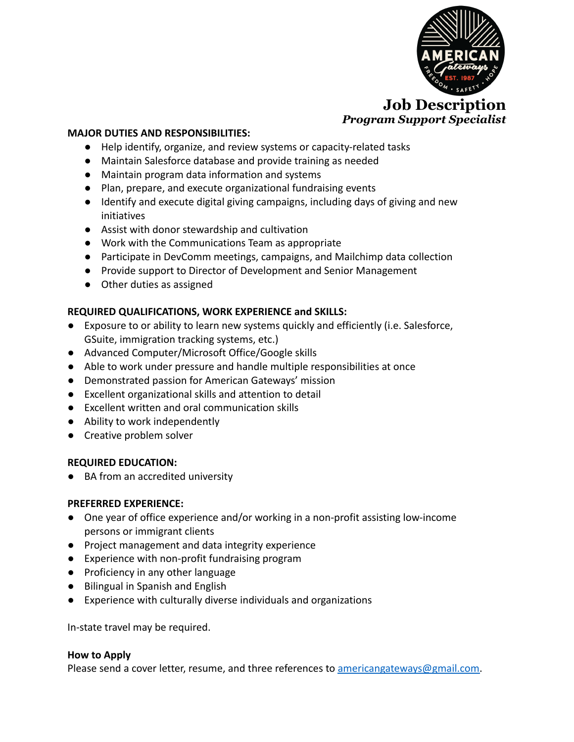# Job Description

***Program Support Specialist***

**MAJOR DUTIES AND RESPONSIBILITIES:**

- Help identify, organize, and review systems or capacity-related tasks
- Maintain Salesforce database and provide training as needed
- Maintain program data information and systems
- Plan, prepare, and execute organizational fundraising events
- Identify and execute digital giving campaigns, including days of giving and new initiatives
- Assist with donor stewardship and cultivation
- Work with the Communications Team as appropriate
- Participate in DevComm meetings, campaigns, and Mailchimp data collection
- Provide support to Director of Development and Senior Management
- Other duties as assigned

**REQUIRED QUALIFICATIONS, WORK EXPERIENCE and SKILLS:**

- Exposure to or ability to learn new systems quickly and efficiently (i.e. Salesforce, GSuite, immigration tracking systems, etc.)
- Advanced Computer/Microsoft Office/Google skills
- Able to work under pressure and handle multiple responsibilities at once
- Demonstrated passion for American Gateways' mission
- Excellent organizational skills and attention to detail
- Excellent written and oral communication skills
- Ability to work independently
- Creative problem solver

**REQUIRED EDUCATION:**

- BA from an accredited university

**PREFERRED EXPERIENCE:**

- One year of office experience and/or working in a non-profit assisting low-income persons or immigrant clients
- Project management and data integrity experience
- Experience with non-profit fundraising program
- Proficiency in any other language
- Bilingual in Spanish and English
- Experience with culturally diverse individuals and organizations

In-state travel may be required.

**How to Apply**

Please send a cover letter, resume, and three references to [americangateways@gmail.com](mailto:americangateways@gmail.com).